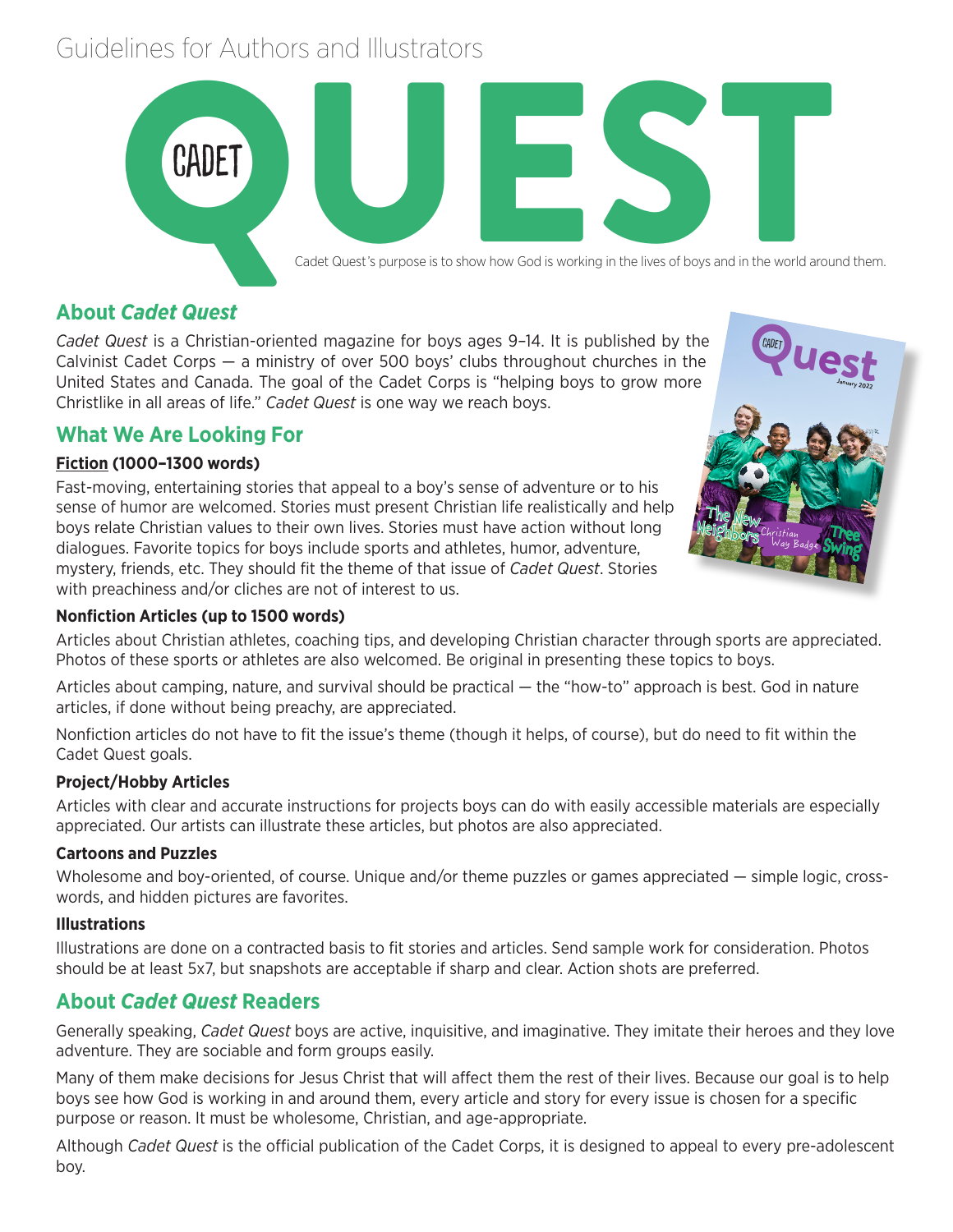# Guidelines for Authors and Illustrators

CADET QUEST

Cadet Quest's purpose is to show how God is working in the lives of boys and in the world around them.

## About *Cadet Quest*

*Cadet Quest* is a Christian-oriented magazine for boys ages 9–14. It is published by the Calvinist Cadet Corps — a ministry of over 500 boys' clubs throughout churches in the United States and Canada. The goal of the Cadet Corps is "helping boys to grow more Christlike in all areas of life." *Cadet Quest* is one way we reach boys.

## What We Are Looking For

### **Fiction (1000–1300 words)**

Fast-moving, entertaining stories that appeal to a boy's sense of adventure or to his sense of humor are welcomed. Stories must present Christian life realistically and help boys relate Christian values to their own lives. Stories must have action without long dialogues. Favorite topics for boys include sports and athletes, humor, adventure, mystery, friends, etc. They should fit the theme of that issue of *Cadet Quest*. Stories with preachiness and/or cliches are not of interest to us.

### Nonfiction Articles (up to 1500 words)

Articles about Christian athletes, coaching tips, and developing Christian character through sports are appreciated. Photos of these sports or athletes are also welcomed. Be original in presenting these topics to boys.

Articles about camping, nature, and survival should be practical — the "how-to" approach is best. God in nature articles, if done without being preachy, are appreciated.

Nonfiction articles do not have to fit the issue's theme (though it helps, of course), but do need to fit within the Cadet Quest goals.

### Project/Hobby Articles

Articles with clear and accurate instructions for projects boys can do with easily accessible materials are especially appreciated. Our artists can illustrate these articles, but photos are also appreciated.

### Cartoons and Puzzles

Wholesome and boy-oriented, of course. Unique and/or theme puzzles or games appreciated — simple logic, crosswords, and hidden pictures are favorites.

### Illustrations

Illustrations are done on a contracted basis to fit stories and articles. Send sample work for consideration. Photos should be at least 5x7, but snapshots are acceptable if sharp and clear. Action shots are preferred.

## About *Cadet Quest* Readers

Generally speaking, *Cadet Quest* boys are active, inquisitive, and imaginative. They imitate their heroes and they love adventure. They are sociable and form groups easily.

Many of them make decisions for Jesus Christ that will affect them the rest of their lives. Because our goal is to help boys see how God is working in and around them, every article and story for every issue is chosen for a specific purpose or reason. It must be wholesome, Christian, and age-appropriate.

Although *Cadet Quest* is the official publication of the Cadet Corps, it is designed to appeal to every pre-adolescent boy.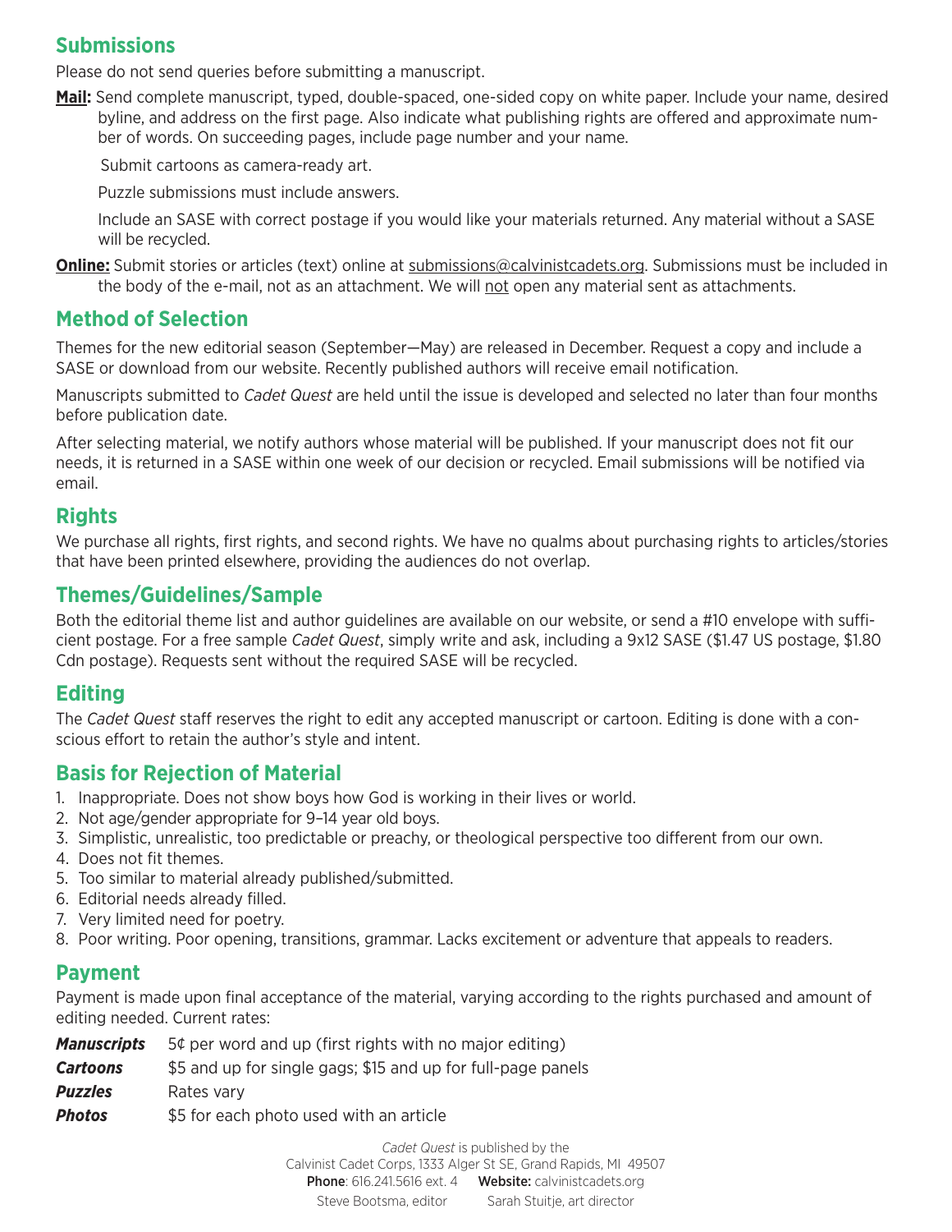## Submissions

Please do not send queries before submitting a manuscript.

**Mail:** Send complete manuscript, typed, double-spaced, one-sided copy on white paper. Include your name, desired byline, and address on the first page. Also indicate what publishing rights are offered and approximate number of words. On succeeding pages, include page number and your name.

Submit cartoons as camera-ready art.

Puzzle submissions must include answers.

Include an SASE with correct postage if you would like your materials returned. Any material without a SASE will be recycled.

**Online:** Submit stories or articles (text) online at submissions@calvinistcadets.org. Submissions must be included in the body of the e-mail, not as an attachment. We will not open any material sent as attachments.

## Method of Selection

Themes for the new editorial season (September—May) are released in December. Request a copy and include a SASE or download from our website. Recently published authors will receive email notification.

Manuscripts submitted to *Cadet Quest* are held until the issue is developed and selected no later than four months before publication date.

After selecting material, we notify authors whose material will be published. If your manuscript does not fit our needs, it is returned in a SASE within one week of our decision or recycled. Email submissions will be notified via email.

## Rights

We purchase all rights, first rights, and second rights. We have no qualms about purchasing rights to articles/stories that have been printed elsewhere, providing the audiences do not overlap.

## Themes/Guidelines/Sample

Both the editorial theme list and author guidelines are available on our website, or send a #10 envelope with sufficient postage. For a free sample *Cadet Quest*, simply write and ask, including a 9x12 SASE ($1.47 US postage, $1.80 Cdn postage). Requests sent without the required SASE will be recycled.

## Editing

The *Cadet Quest* staff reserves the right to edit any accepted manuscript or cartoon. Editing is done with a conscious effort to retain the author's style and intent.

## Basis for Rejection of Material

1. Inappropriate. Does not show boys how God is working in their lives or world.
2. Not age/gender appropriate for 9–14 year old boys.
3. Simplistic, unrealistic, too predictable or preachy, or theological perspective too different from our own.
4. Does not fit themes.
5. Too similar to material already published/submitted.
6. Editorial needs already filled.
7. Very limited need for poetry.
8. Poor writing. Poor opening, transitions, grammar. Lacks excitement or adventure that appeals to readers.

## Payment

Payment is made upon final acceptance of the material, varying according to the rights purchased and amount of editing needed. Current rates:

| | |
|---|---|
| ***Manuscripts*** | 5¢ per word and up (first rights with no major editing) |
| ***Cartoons*** | $5 and up for single gags; $15 and up for full-page panels |
| ***Puzzles*** | Rates vary |
| ***Photos*** | $5 for each photo used with an article |

*Cadet Quest* is published by the
Calvinist Cadet Corps, 1333 Alger St SE, Grand Rapids, MI 49507
**Phone**: 616.241.5616 ext. 4 **Website:** calvinistcadets.org
Steve Bootsma, editor Sarah Stuitje, art director